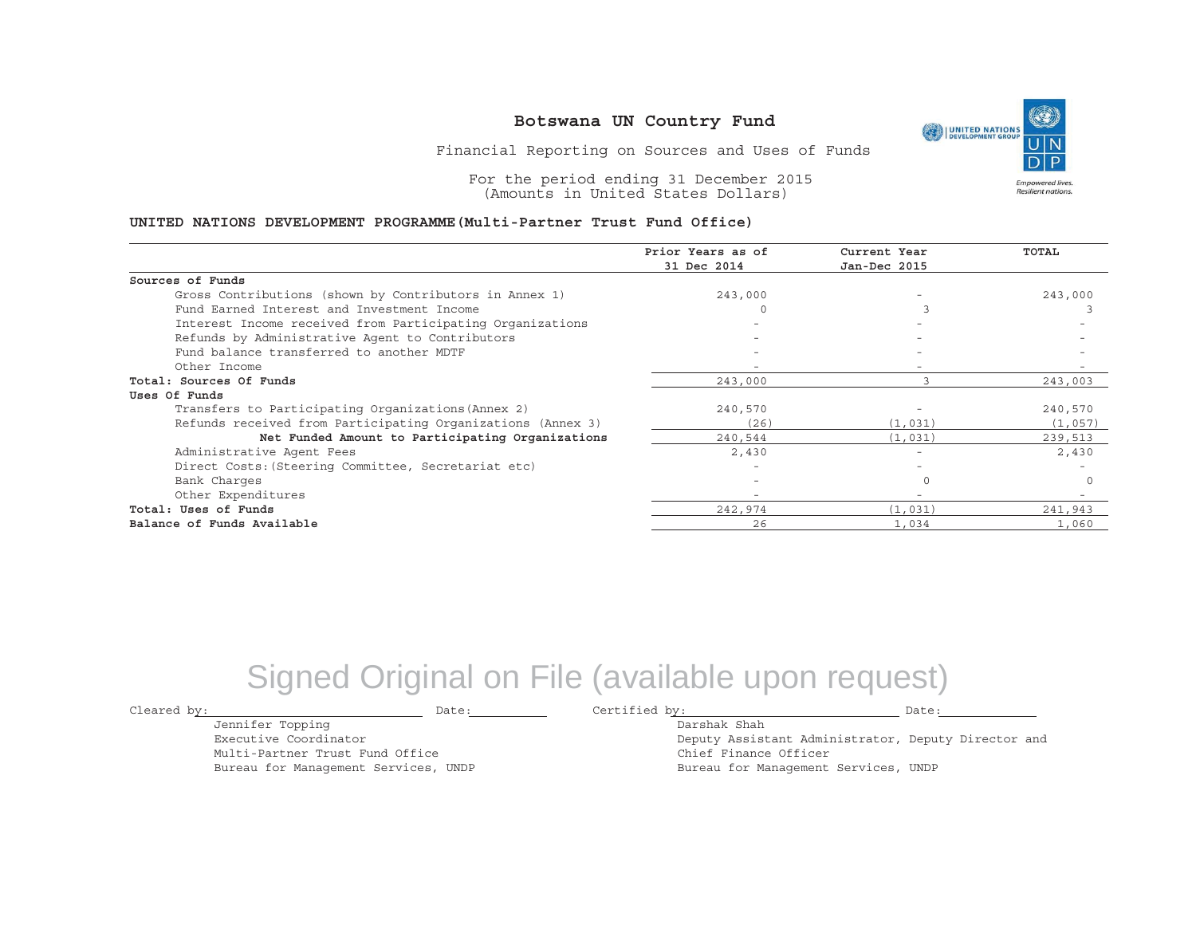# Botswana UN Country Fund

Financial Reporting on Sources and Uses of Funds

For the period ending 31 December 2015
(Amounts in United States Dollars)

**UNITED NATIONS DEVELOPMENT PROGRAMME(Multi-Partner Trust Fund Office)**

| | Prior Years as of 31 Dec 2014 | Current Year Jan-Dec 2015 | TOTAL |
|---|---|---|---|
| **Sources of Funds** | | | |
| Gross Contributions (shown by Contributors in Annex 1) | 243,000 | - | 243,000 |
| Fund Earned Interest and Investment Income | 0 | 3 | 3 |
| Interest Income received from Participating Organizations | - | - | - |
| Refunds by Administrative Agent to Contributors | - | - | - |
| Fund balance transferred to another MDTF | - | - | - |
| Other Income | - | - | - |
| **Total: Sources Of Funds** | 243,000 | 3 | 243,003 |
| **Uses Of Funds** | | | |
| Transfers to Participating Organizations(Annex 2) | 240,570 | - | 240,570 |
| Refunds received from Participating Organizations (Annex 3) | (26) | (1,031) | (1,057) |
| **Net Funded Amount to Participating Organizations** | 240,544 | (1,031) | 239,513 |
| Administrative Agent Fees | 2,430 | - | 2,430 |
| Direct Costs:(Steering Committee, Secretariat etc) | - | - | - |
| Bank Charges | - | 0 | 0 |
| Other Expenditures | - | - | - |
| **Total: Uses of Funds** | 242,974 | (1,031) | 241,943 |
| **Balance of Funds Available** | 26 | 1,034 | 1,060 |

Signed Original on File (available upon request)

Cleared by: ______________________ Date: __________

Jennifer Topping
Executive Coordinator
Multi-Partner Trust Fund Office
Bureau for Management Services, UNDP

Certified by: ______________________ Date: __________

Darshak Shah
Deputy Assistant Administrator, Deputy Director and
Chief Finance Officer
Bureau for Management Services, UNDP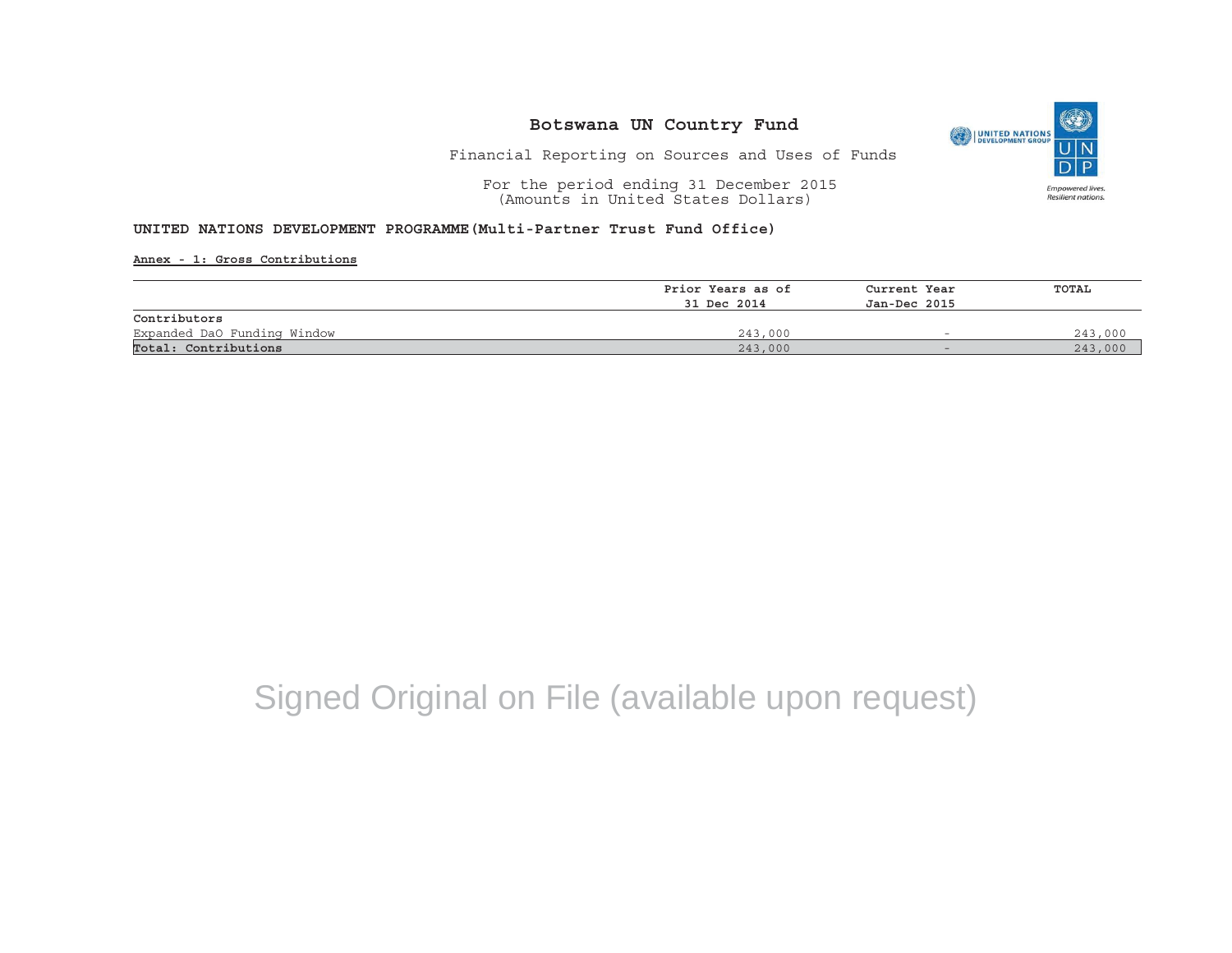# Botswana UN Country Fund

Financial Reporting on Sources and Uses of Funds

For the period ending 31 December 2015
(Amounts in United States Dollars)

**UNITED NATIONS DEVELOPMENT PROGRAMME(Multi-Partner Trust Fund Office)**

**Annex - 1: Gross Contributions**

| | Prior Years as of 31 Dec 2014 | Current Year Jan-Dec 2015 | TOTAL |
|---|---|---|---|
| **Contributors** | | | |
| Expanded DaO Funding Window | 243,000 | - | 243,000 |
| **Total: Contributions** | 243,000 | - | 243,000 |

Signed Original on File (available upon request)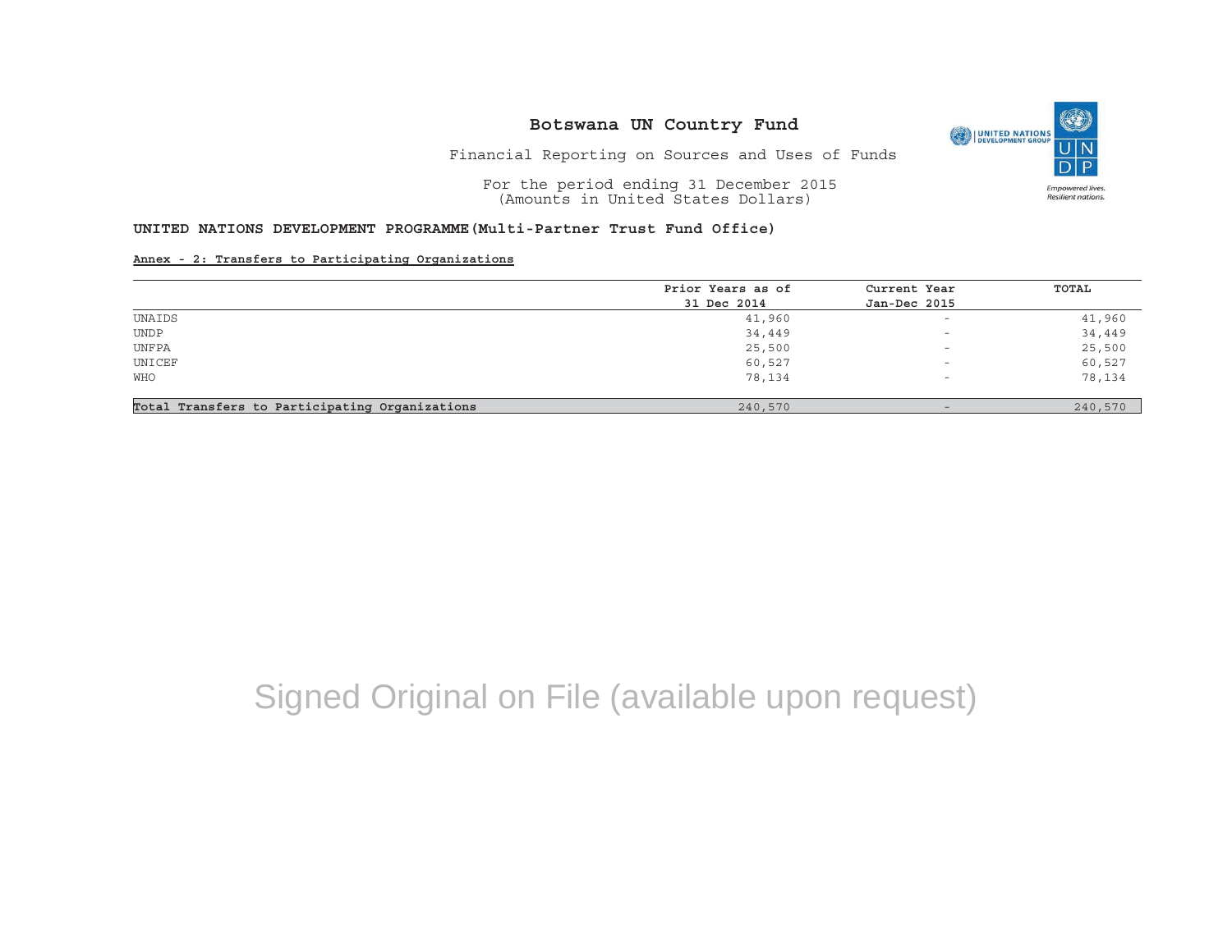# Botswana UN Country Fund

Financial Reporting on Sources and Uses of Funds

For the period ending 31 December 2015
(Amounts in United States Dollars)

**UNITED NATIONS DEVELOPMENT PROGRAMME(Multi-Partner Trust Fund Office)**

**Annex - 2: Transfers to Participating Organizations**

| | Prior Years as of 31 Dec 2014 | Current Year Jan-Dec 2015 | TOTAL |
|---|---|---|---|
| UNAIDS | 41,960 | - | 41,960 |
| UNDP | 34,449 | - | 34,449 |
| UNFPA | 25,500 | - | 25,500 |
| UNICEF | 60,527 | - | 60,527 |
| WHO | 78,134 | - | 78,134 |
| **Total Transfers to Participating Organizations** | 240,570 | - | 240,570 |

Signed Original on File (available upon request)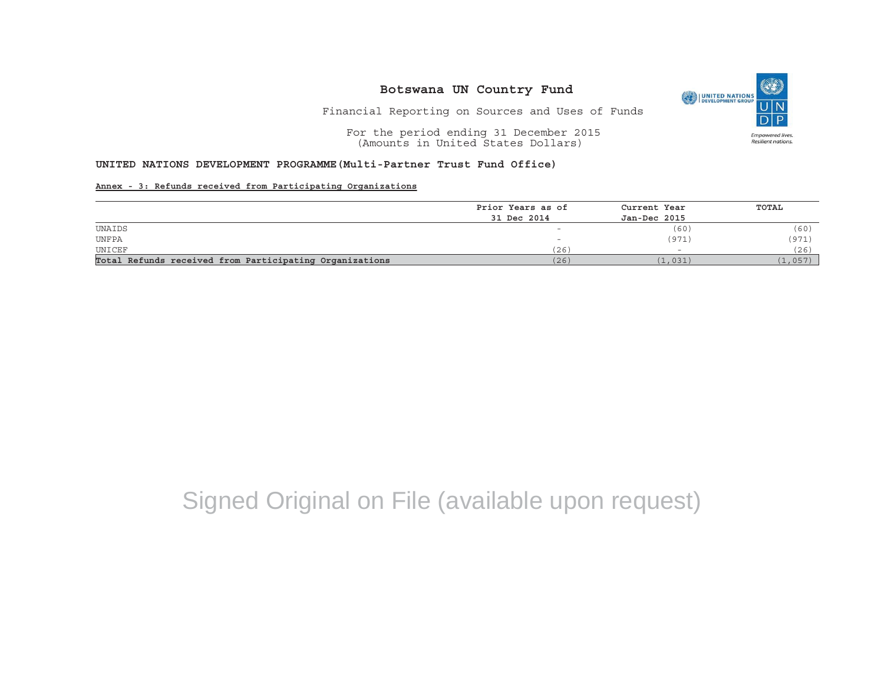# Botswana UN Country Fund

Financial Reporting on Sources and Uses of Funds

For the period ending 31 December 2015
(Amounts in United States Dollars)

**UNITED NATIONS DEVELOPMENT PROGRAMME(Multi-Partner Trust Fund Office)**

**Annex - 3: Refunds received from Participating Organizations**

| | Prior Years as of 31 Dec 2014 | Current Year Jan-Dec 2015 | TOTAL |
|---|---|---|---|
| UNAIDS | - | (60) | (60) |
| UNFPA | - | (971) | (971) |
| UNICEF | (26) | - | (26) |
| **Total Refunds received from Participating Organizations** | (26) | (1,031) | (1,057) |

Signed Original on File (available upon request)